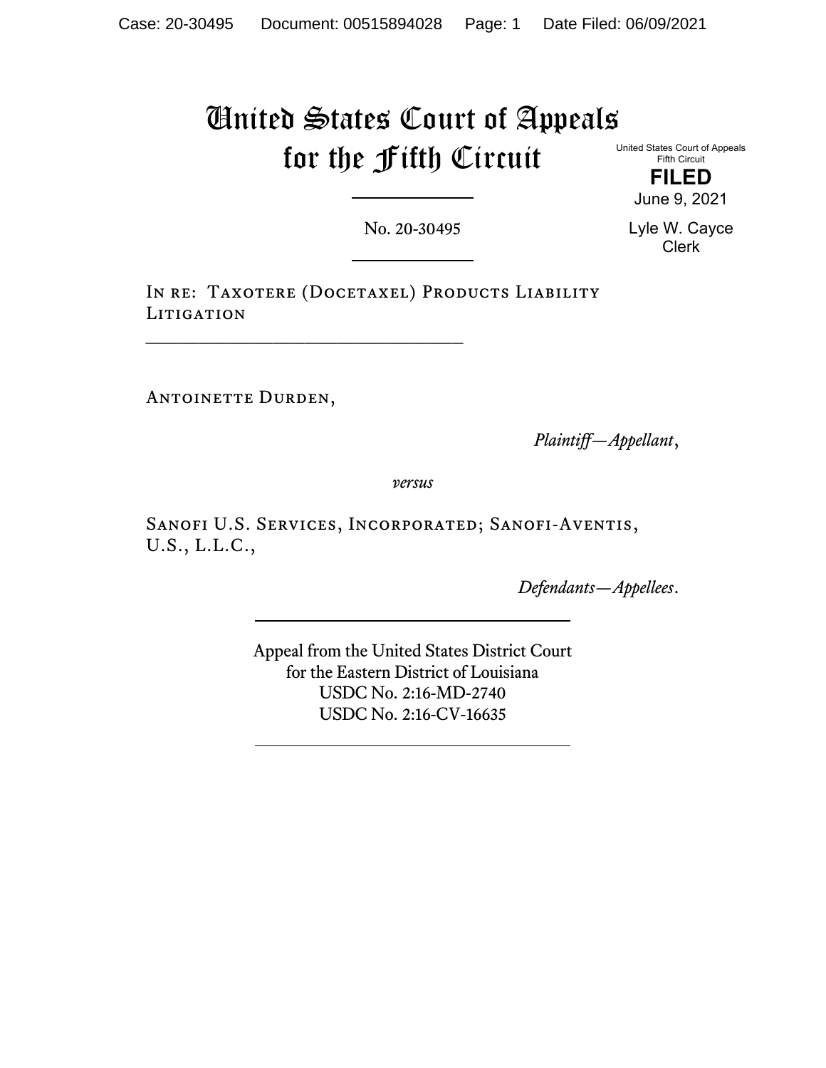# United States Court of Appeals for the Fifth Circuit

United States Court of Appeals
Fifth Circuit

**FILED**

June 9, 2021

Lyle W. Cayce
Clerk

No. 20-30495

---

In re: Taxotere (Docetaxel) Products Liability Litigation

---

Antoinette Durden,

*Plaintiff—Appellant*,

*versus*

Sanofi U.S. Services, Incorporated; Sanofi-Aventis, U.S., L.L.C.,

*Defendants—Appellees*.

---

Appeal from the United States District Court
for the Eastern District of Louisiana
USDC No. 2:16-MD-2740
USDC No. 2:16-CV-16635

---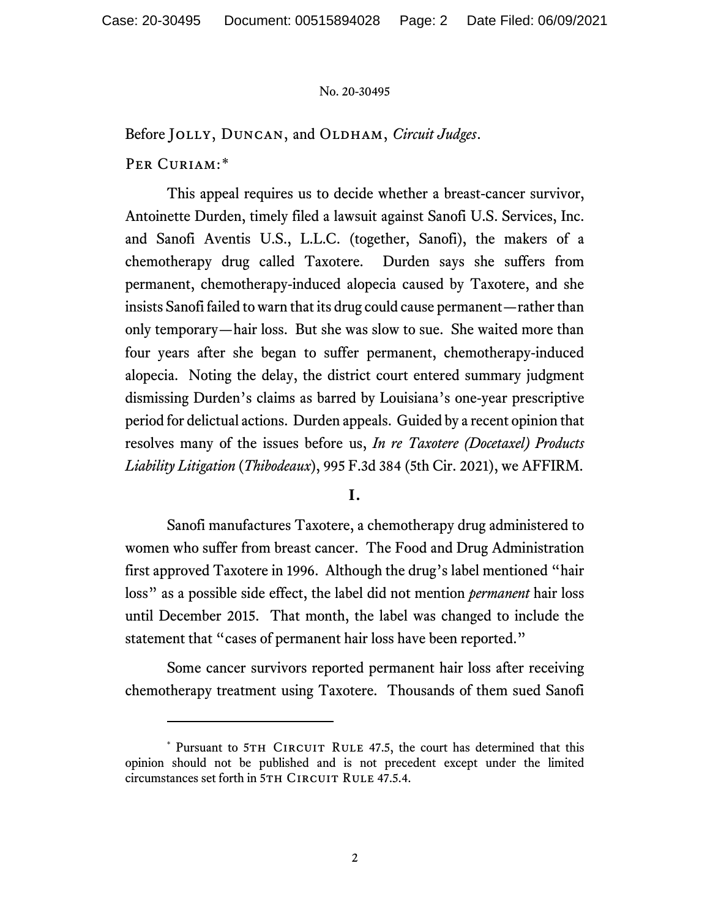No. 20-30495

Before Jolly, Duncan, and Oldham, *Circuit Judges*.

Per Curiam:*

This appeal requires us to decide whether a breast-cancer survivor, Antoinette Durden, timely filed a lawsuit against Sanofi U.S. Services, Inc. and Sanofi Aventis U.S., L.L.C. (together, Sanofi), the makers of a chemotherapy drug called Taxotere. Durden says she suffers from permanent, chemotherapy-induced alopecia caused by Taxotere, and she insists Sanofi failed to warn that its drug could cause permanent—rather than only temporary—hair loss. But she was slow to sue. She waited more than four years after she began to suffer permanent, chemotherapy-induced alopecia. Noting the delay, the district court entered summary judgment dismissing Durden's claims as barred by Louisiana's one-year prescriptive period for delictual actions. Durden appeals. Guided by a recent opinion that resolves many of the issues before us, *In re Taxotere (Docetaxel) Products Liability Litigation* (*Thibodeaux*), 995 F.3d 384 (5th Cir. 2021), we AFFIRM.

## I.

Sanofi manufactures Taxotere, a chemotherapy drug administered to women who suffer from breast cancer. The Food and Drug Administration first approved Taxotere in 1996. Although the drug's label mentioned "hair loss" as a possible side effect, the label did not mention *permanent* hair loss until December 2015. That month, the label was changed to include the statement that "cases of permanent hair loss have been reported."

Some cancer survivors reported permanent hair loss after receiving chemotherapy treatment using Taxotere. Thousands of them sued Sanofi

---

* Pursuant to 5th Circuit Rule 47.5, the court has determined that this opinion should not be published and is not precedent except under the limited circumstances set forth in 5th Circuit Rule 47.5.4.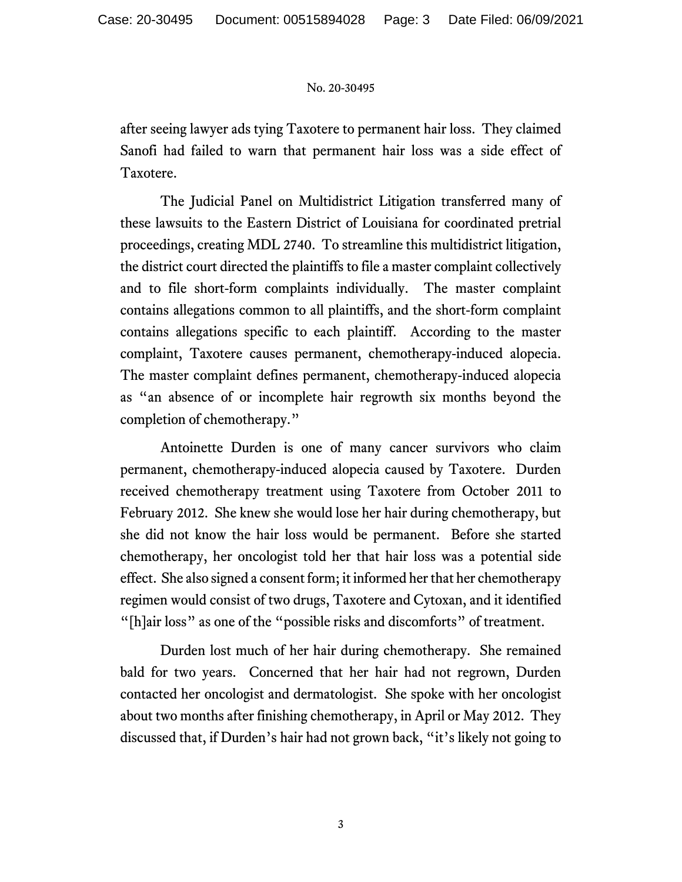after seeing lawyer ads tying Taxotere to permanent hair loss. They claimed Sanofi had failed to warn that permanent hair loss was a side effect of Taxotere.

The Judicial Panel on Multidistrict Litigation transferred many of these lawsuits to the Eastern District of Louisiana for coordinated pretrial proceedings, creating MDL 2740. To streamline this multidistrict litigation, the district court directed the plaintiffs to file a master complaint collectively and to file short-form complaints individually. The master complaint contains allegations common to all plaintiffs, and the short-form complaint contains allegations specific to each plaintiff. According to the master complaint, Taxotere causes permanent, chemotherapy-induced alopecia. The master complaint defines permanent, chemotherapy-induced alopecia as "an absence of or incomplete hair regrowth six months beyond the completion of chemotherapy."

Antoinette Durden is one of many cancer survivors who claim permanent, chemotherapy-induced alopecia caused by Taxotere. Durden received chemotherapy treatment using Taxotere from October 2011 to February 2012. She knew she would lose her hair during chemotherapy, but she did not know the hair loss would be permanent. Before she started chemotherapy, her oncologist told her that hair loss was a potential side effect. She also signed a consent form; it informed her that her chemotherapy regimen would consist of two drugs, Taxotere and Cytoxan, and it identified "[h]air loss" as one of the "possible risks and discomforts" of treatment.

Durden lost much of her hair during chemotherapy. She remained bald for two years. Concerned that her hair had not regrown, Durden contacted her oncologist and dermatologist. She spoke with her oncologist about two months after finishing chemotherapy, in April or May 2012. They discussed that, if Durden's hair had not grown back, "it's likely not going to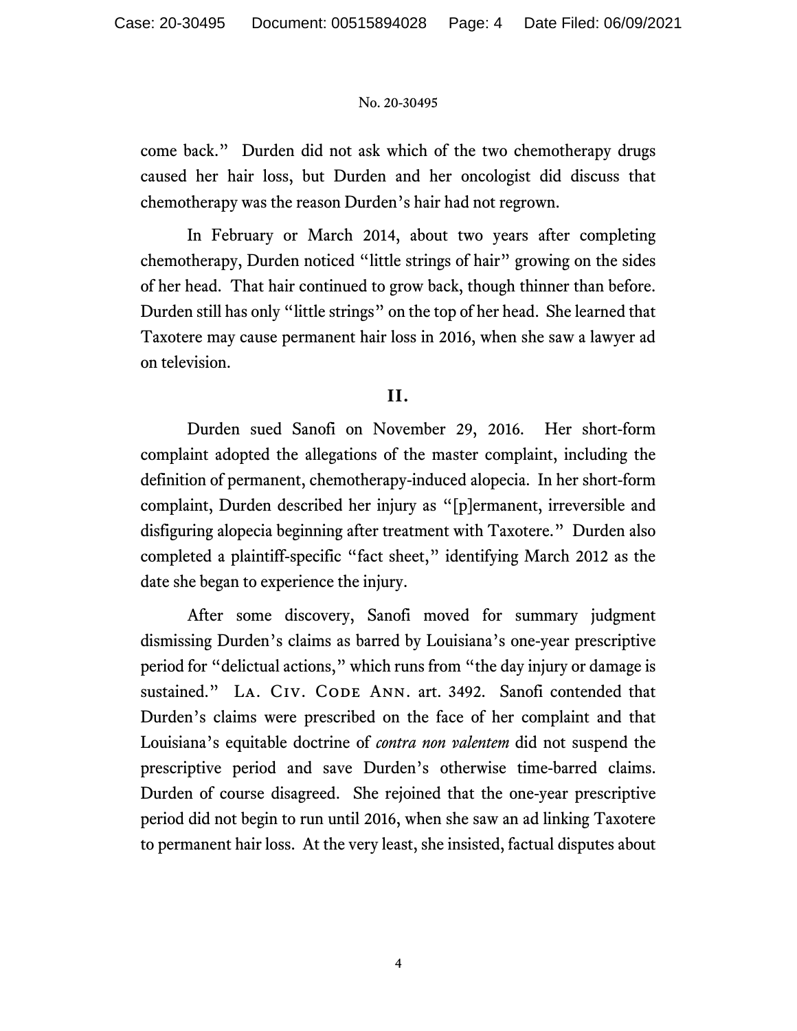come back." Durden did not ask which of the two chemotherapy drugs caused her hair loss, but Durden and her oncologist did discuss that chemotherapy was the reason Durden's hair had not regrown.

In February or March 2014, about two years after completing chemotherapy, Durden noticed "little strings of hair" growing on the sides of her head. That hair continued to grow back, though thinner than before. Durden still has only "little strings" on the top of her head. She learned that Taxotere may cause permanent hair loss in 2016, when she saw a lawyer ad on television.

## II.

Durden sued Sanofi on November 29, 2016. Her short-form complaint adopted the allegations of the master complaint, including the definition of permanent, chemotherapy-induced alopecia. In her short-form complaint, Durden described her injury as "[p]ermanent, irreversible and disfiguring alopecia beginning after treatment with Taxotere." Durden also completed a plaintiff-specific "fact sheet," identifying March 2012 as the date she began to experience the injury.

After some discovery, Sanofi moved for summary judgment dismissing Durden's claims as barred by Louisiana's one-year prescriptive period for "delictual actions," which runs from "the day injury or damage is sustained." LA. CIV. CODE ANN. art. 3492. Sanofi contended that Durden's claims were prescribed on the face of her complaint and that Louisiana's equitable doctrine of *contra non valentem* did not suspend the prescriptive period and save Durden's otherwise time-barred claims. Durden of course disagreed. She rejoined that the one-year prescriptive period did not begin to run until 2016, when she saw an ad linking Taxotere to permanent hair loss. At the very least, she insisted, factual disputes about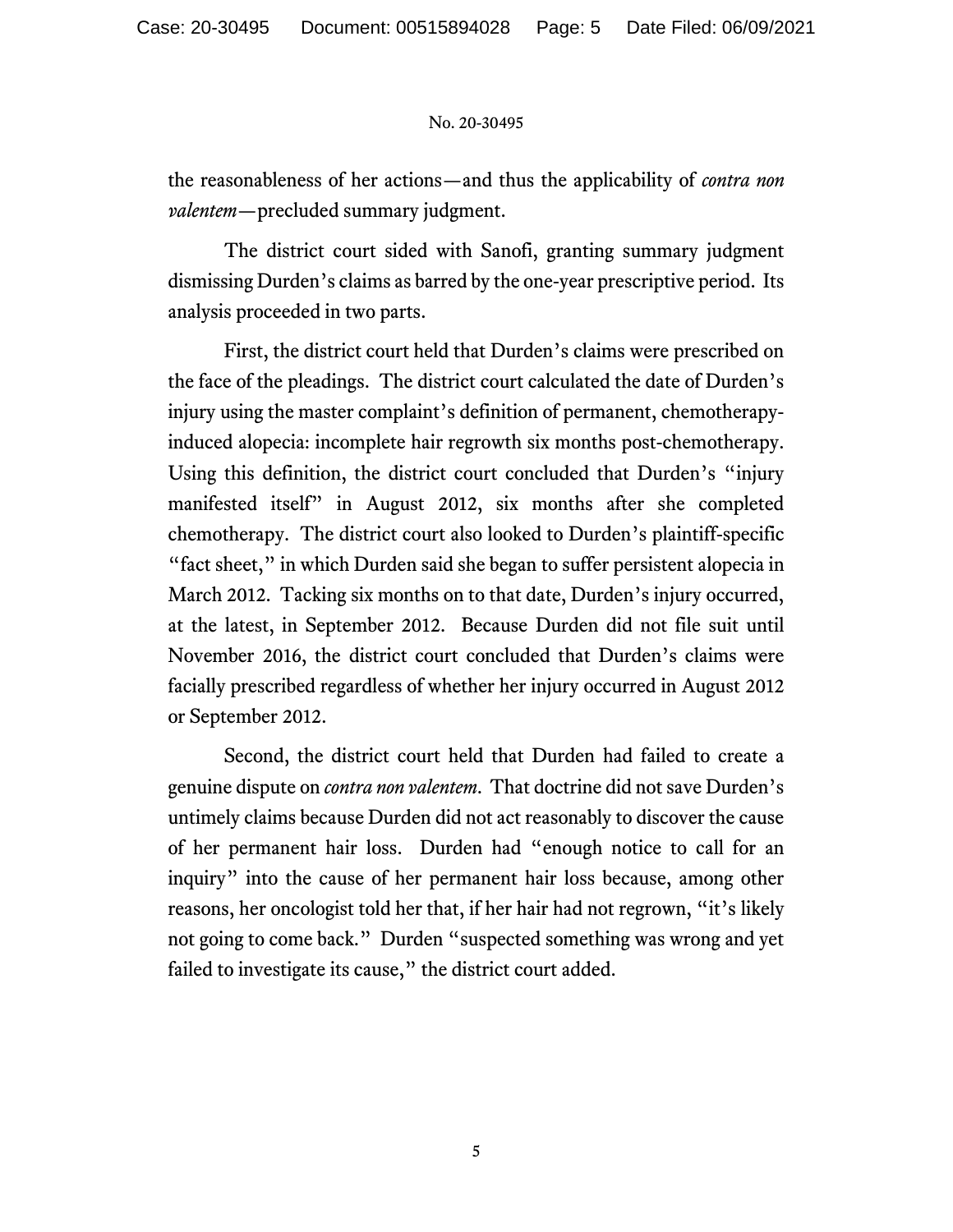the reasonableness of her actions—and thus the applicability of *contra non valentem*—precluded summary judgment.

The district court sided with Sanofi, granting summary judgment dismissing Durden's claims as barred by the one-year prescriptive period. Its analysis proceeded in two parts.

First, the district court held that Durden's claims were prescribed on the face of the pleadings. The district court calculated the date of Durden's injury using the master complaint's definition of permanent, chemotherapy-induced alopecia: incomplete hair regrowth six months post-chemotherapy. Using this definition, the district court concluded that Durden's "injury manifested itself" in August 2012, six months after she completed chemotherapy. The district court also looked to Durden's plaintiff-specific "fact sheet," in which Durden said she began to suffer persistent alopecia in March 2012. Tacking six months on to that date, Durden's injury occurred, at the latest, in September 2012. Because Durden did not file suit until November 2016, the district court concluded that Durden's claims were facially prescribed regardless of whether her injury occurred in August 2012 or September 2012.

Second, the district court held that Durden had failed to create a genuine dispute on *contra non valentem*. That doctrine did not save Durden's untimely claims because Durden did not act reasonably to discover the cause of her permanent hair loss. Durden had "enough notice to call for an inquiry" into the cause of her permanent hair loss because, among other reasons, her oncologist told her that, if her hair had not regrown, "it's likely not going to come back." Durden "suspected something was wrong and yet failed to investigate its cause," the district court added.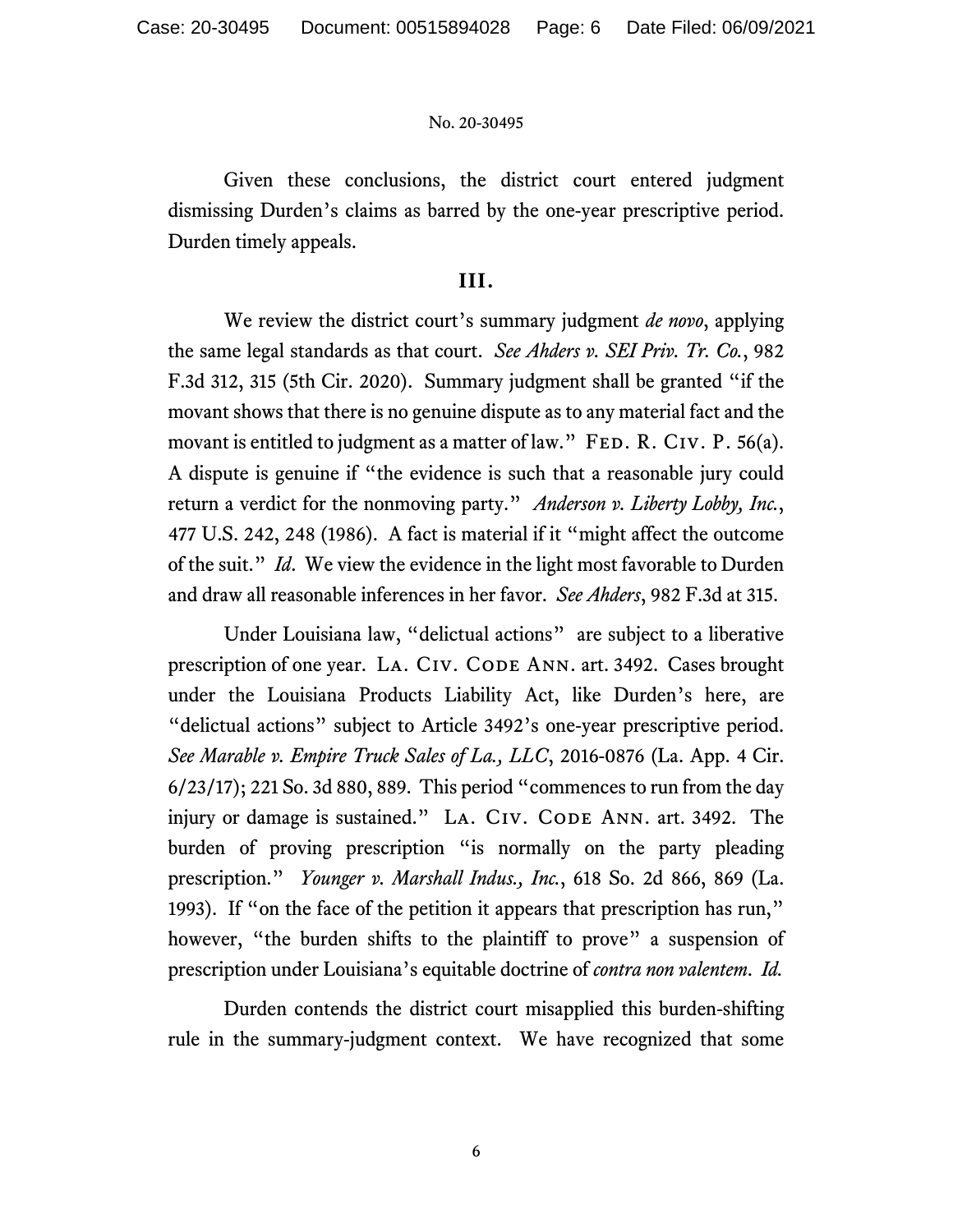Given these conclusions, the district court entered judgment dismissing Durden's claims as barred by the one-year prescriptive period. Durden timely appeals.

### III.

We review the district court's summary judgment *de novo*, applying the same legal standards as that court. *See Ahders v. SEI Priv. Tr. Co.*, 982 F.3d 312, 315 (5th Cir. 2020). Summary judgment shall be granted "if the movant shows that there is no genuine dispute as to any material fact and the movant is entitled to judgment as a matter of law." FED. R. CIV. P. 56(a). A dispute is genuine if "the evidence is such that a reasonable jury could return a verdict for the nonmoving party." *Anderson v. Liberty Lobby, Inc.*, 477 U.S. 242, 248 (1986). A fact is material if it "might affect the outcome of the suit." *Id*. We view the evidence in the light most favorable to Durden and draw all reasonable inferences in her favor. *See Ahders*, 982 F.3d at 315.

Under Louisiana law, "delictual actions" are subject to a liberative prescription of one year. LA. CIV. CODE ANN. art. 3492. Cases brought under the Louisiana Products Liability Act, like Durden's here, are "delictual actions" subject to Article 3492's one-year prescriptive period. *See Marable v. Empire Truck Sales of La., LLC*, 2016-0876 (La. App. 4 Cir. 6/23/17); 221 So. 3d 880, 889. This period "commences to run from the day injury or damage is sustained." LA. CIV. CODE ANN. art. 3492. The burden of proving prescription "is normally on the party pleading prescription." *Younger v. Marshall Indus., Inc.*, 618 So. 2d 866, 869 (La. 1993). If "on the face of the petition it appears that prescription has run," however, "the burden shifts to the plaintiff to prove" a suspension of prescription under Louisiana's equitable doctrine of *contra non valentem*. *Id.*

Durden contends the district court misapplied this burden-shifting rule in the summary-judgment context. We have recognized that some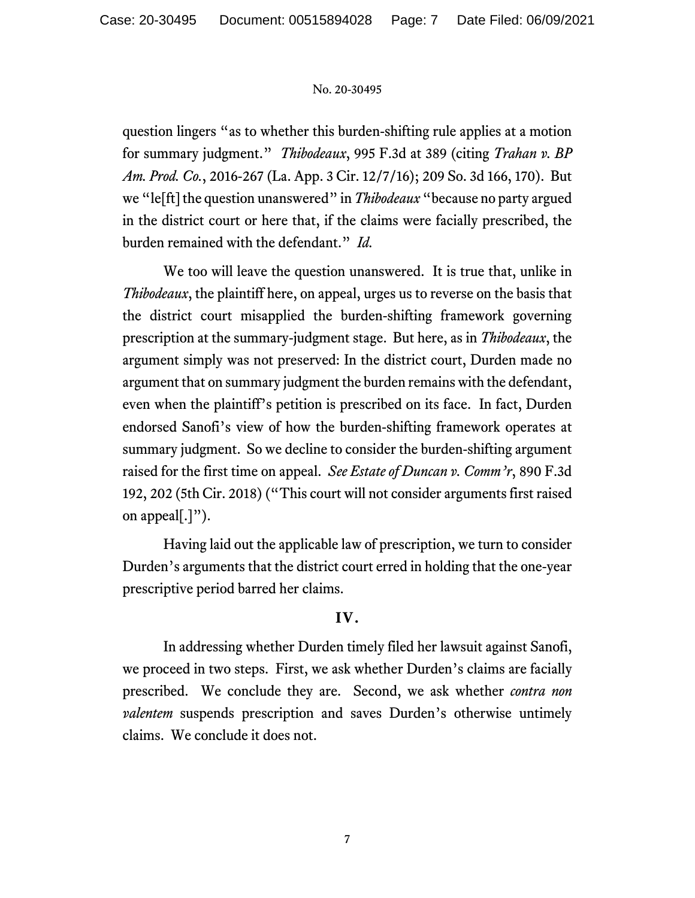question lingers "as to whether this burden-shifting rule applies at a motion for summary judgment." *Thibodeaux*, 995 F.3d at 389 (citing *Trahan v. BP Am. Prod. Co.*, 2016-267 (La. App. 3 Cir. 12/7/16); 209 So. 3d 166, 170). But we "le[ft] the question unanswered" in *Thibodeaux* "because no party argued in the district court or here that, if the claims were facially prescribed, the burden remained with the defendant." *Id.*

We too will leave the question unanswered. It is true that, unlike in *Thibodeaux*, the plaintiff here, on appeal, urges us to reverse on the basis that the district court misapplied the burden-shifting framework governing prescription at the summary-judgment stage. But here, as in *Thibodeaux*, the argument simply was not preserved: In the district court, Durden made no argument that on summary judgment the burden remains with the defendant, even when the plaintiff's petition is prescribed on its face. In fact, Durden endorsed Sanofi's view of how the burden-shifting framework operates at summary judgment. So we decline to consider the burden-shifting argument raised for the first time on appeal. *See Estate of Duncan v. Comm'r*, 890 F.3d 192, 202 (5th Cir. 2018) ("This court will not consider arguments first raised on appeal[.]").

Having laid out the applicable law of prescription, we turn to consider Durden's arguments that the district court erred in holding that the one-year prescriptive period barred her claims.

## IV.

In addressing whether Durden timely filed her lawsuit against Sanofi, we proceed in two steps. First, we ask whether Durden's claims are facially prescribed. We conclude they are. Second, we ask whether *contra non valentem* suspends prescription and saves Durden's otherwise untimely claims. We conclude it does not.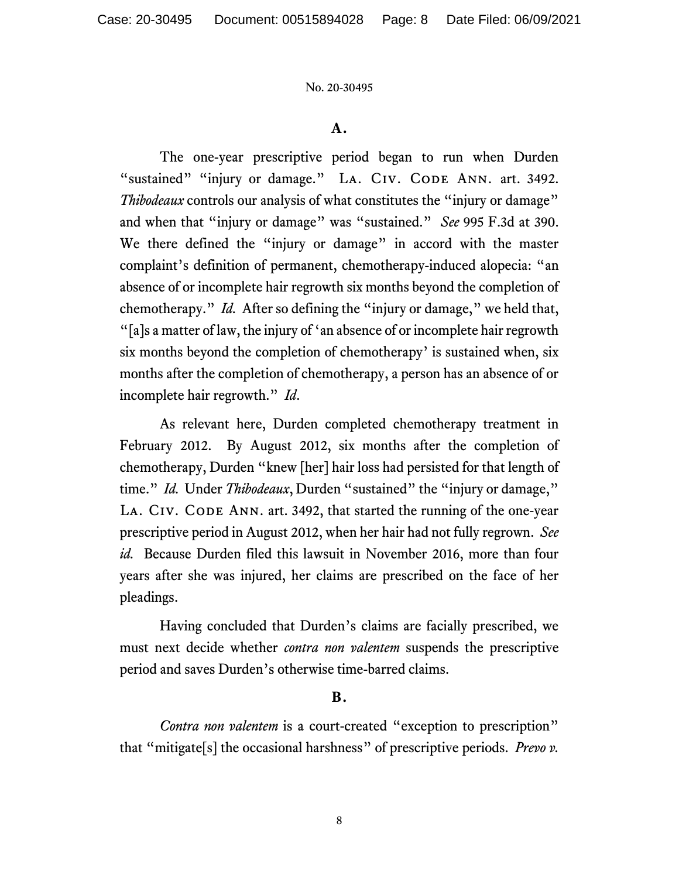### A.

The one-year prescriptive period began to run when Durden "sustained" "injury or damage." La. Civ. Code Ann. art. 3492. *Thibodeaux* controls our analysis of what constitutes the "injury or damage" and when that "injury or damage" was "sustained." *See* 995 F.3d at 390. We there defined the "injury or damage" in accord with the master complaint's definition of permanent, chemotherapy-induced alopecia: "an absence of or incomplete hair regrowth six months beyond the completion of chemotherapy." *Id.* After so defining the "injury or damage," we held that, "[a]s a matter of law, the injury of 'an absence of or incomplete hair regrowth six months beyond the completion of chemotherapy' is sustained when, six months after the completion of chemotherapy, a person has an absence of or incomplete hair regrowth." *Id.*

As relevant here, Durden completed chemotherapy treatment in February 2012. By August 2012, six months after the completion of chemotherapy, Durden "knew [her] hair loss had persisted for that length of time." *Id.* Under *Thibodeaux*, Durden "sustained" the "injury or damage," La. Civ. Code Ann. art. 3492, that started the running of the one-year prescriptive period in August 2012, when her hair had not fully regrown. *See id.* Because Durden filed this lawsuit in November 2016, more than four years after she was injured, her claims are prescribed on the face of her pleadings.

Having concluded that Durden's claims are facially prescribed, we must next decide whether *contra non valentem* suspends the prescriptive period and saves Durden's otherwise time-barred claims.

### B.

*Contra non valentem* is a court-created "exception to prescription" that "mitigate[s] the occasional harshness" of prescriptive periods. *Prevo v.*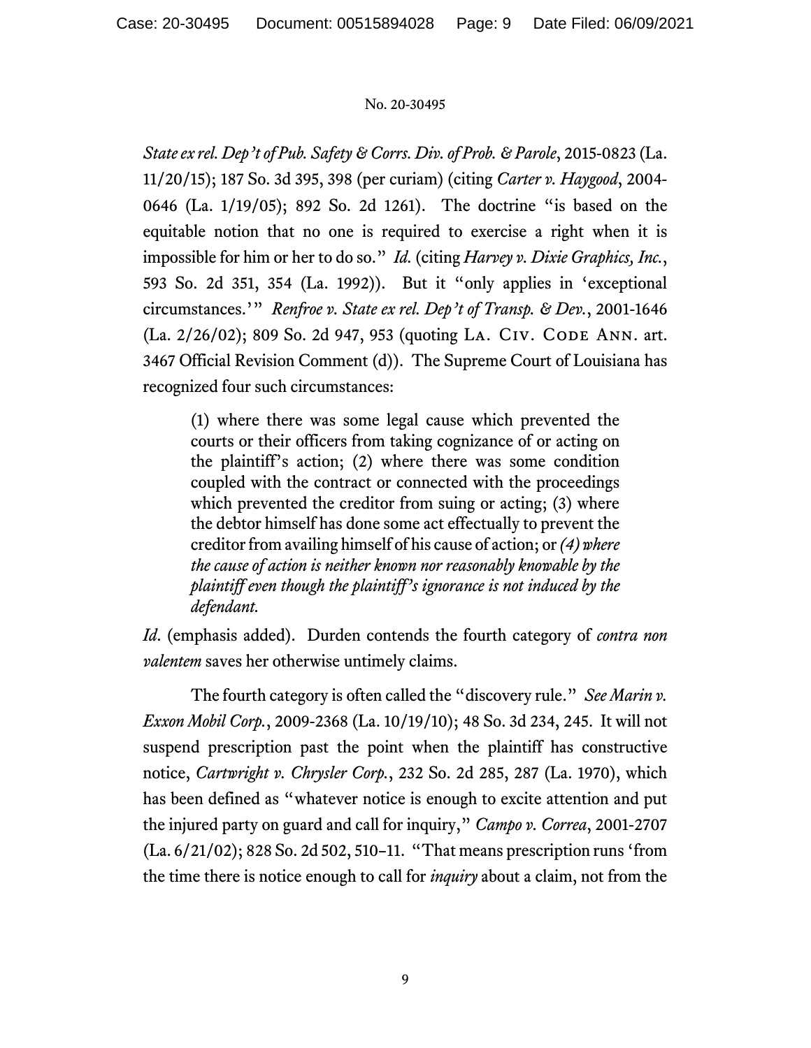*State ex rel. Dep't of Pub. Safety & Corrs. Div. of Prob. & Parole*, 2015-0823 (La. 11/20/15); 187 So. 3d 395, 398 (per curiam) (citing *Carter v. Haygood*, 2004-0646 (La. 1/19/05); 892 So. 2d 1261). The doctrine "is based on the equitable notion that no one is required to exercise a right when it is impossible for him or her to do so." *Id.* (citing *Harvey v. Dixie Graphics, Inc.*, 593 So. 2d 351, 354 (La. 1992)). But it "only applies in 'exceptional circumstances.'" *Renfroe v. State ex rel. Dep't of Transp. & Dev.*, 2001-1646 (La. 2/26/02); 809 So. 2d 947, 953 (quoting LA. CIV. CODE ANN. art. 3467 Official Revision Comment (d)). The Supreme Court of Louisiana has recognized four such circumstances:

> (1) where there was some legal cause which prevented the courts or their officers from taking cognizance of or acting on the plaintiff's action; (2) where there was some condition coupled with the contract or connected with the proceedings which prevented the creditor from suing or acting; (3) where the debtor himself has done some act effectually to prevent the creditor from availing himself of his cause of action; or *(4) where the cause of action is neither known nor reasonably knowable by the plaintiff even though the plaintiff's ignorance is not induced by the defendant.*

*Id*. (emphasis added). Durden contends the fourth category of *contra non valentem* saves her otherwise untimely claims.

The fourth category is often called the "discovery rule." *See Marin v. Exxon Mobil Corp.*, 2009-2368 (La. 10/19/10); 48 So. 3d 234, 245. It will not suspend prescription past the point when the plaintiff has constructive notice, *Cartwright v. Chrysler Corp.*, 232 So. 2d 285, 287 (La. 1970), which has been defined as "whatever notice is enough to excite attention and put the injured party on guard and call for inquiry," *Campo v. Correa*, 2001-2707 (La. 6/21/02); 828 So. 2d 502, 510–11. "That means prescription runs 'from the time there is notice enough to call for *inquiry* about a claim, not from the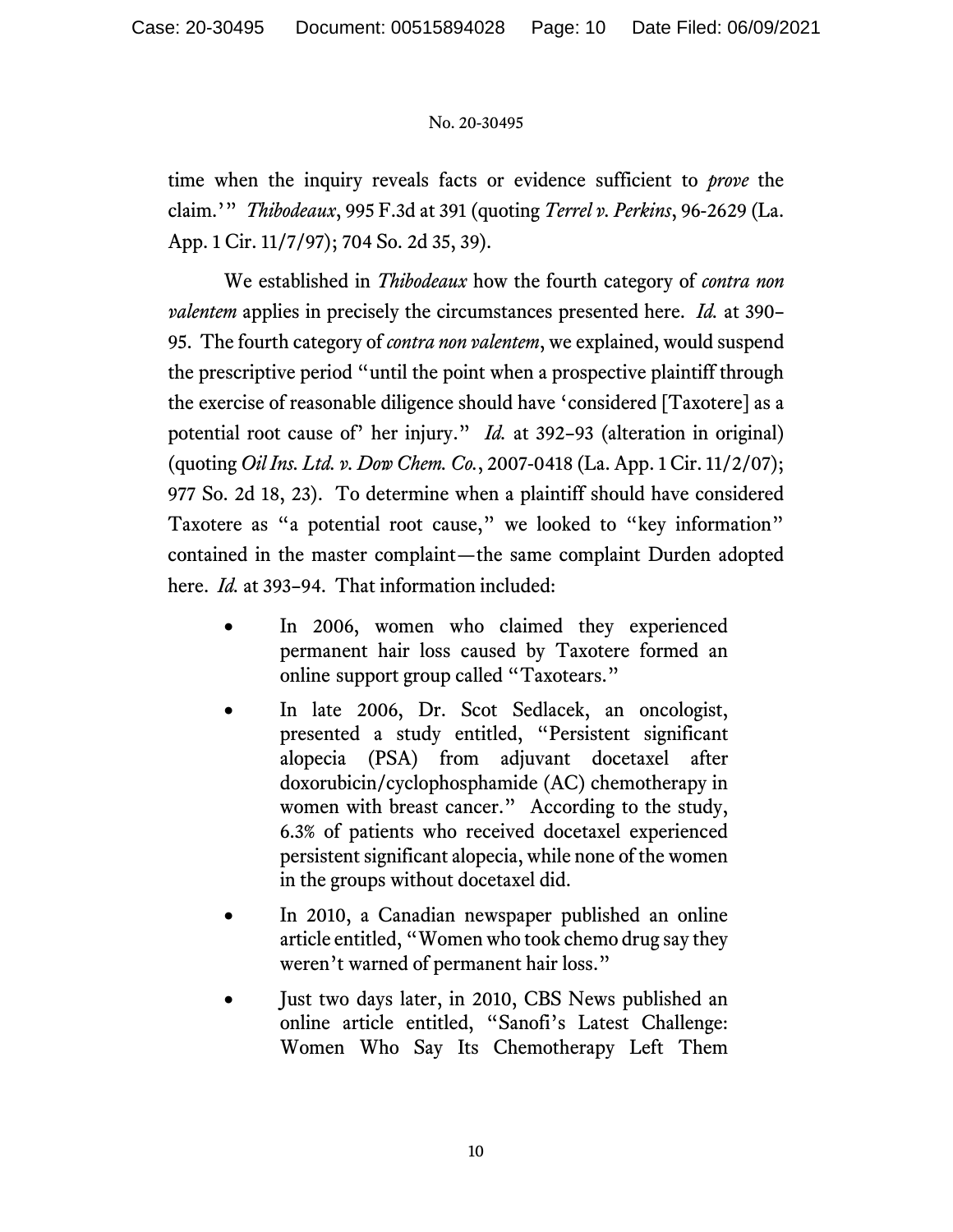time when the inquiry reveals facts or evidence sufficient to *prove* the claim.'" *Thibodeaux*, 995 F.3d at 391 (quoting *Terrel v. Perkins*, 96-2629 (La. App. 1 Cir. 11/7/97); 704 So. 2d 35, 39).

We established in *Thibodeaux* how the fourth category of *contra non valentem* applies in precisely the circumstances presented here. *Id.* at 390–95. The fourth category of *contra non valentem*, we explained, would suspend the prescriptive period "until the point when a prospective plaintiff through the exercise of reasonable diligence should have 'considered [Taxotere] as a potential root cause of' her injury." *Id.* at 392–93 (alteration in original) (quoting *Oil Ins. Ltd. v. Dow Chem. Co.*, 2007-0418 (La. App. 1 Cir. 11/2/07); 977 So. 2d 18, 23). To determine when a plaintiff should have considered Taxotere as "a potential root cause," we looked to "key information" contained in the master complaint—the same complaint Durden adopted here. *Id.* at 393–94. That information included:

- In 2006, women who claimed they experienced permanent hair loss caused by Taxotere formed an online support group called "Taxotears."
- In late 2006, Dr. Scot Sedlacek, an oncologist, presented a study entitled, "Persistent significant alopecia (PSA) from adjuvant docetaxel after doxorubicin/cyclophosphamide (AC) chemotherapy in women with breast cancer." According to the study, 6.3% of patients who received docetaxel experienced persistent significant alopecia, while none of the women in the groups without docetaxel did.
- In 2010, a Canadian newspaper published an online article entitled, "Women who took chemo drug say they weren't warned of permanent hair loss."
- Just two days later, in 2010, CBS News published an online article entitled, "Sanofi's Latest Challenge: Women Who Say Its Chemotherapy Left Them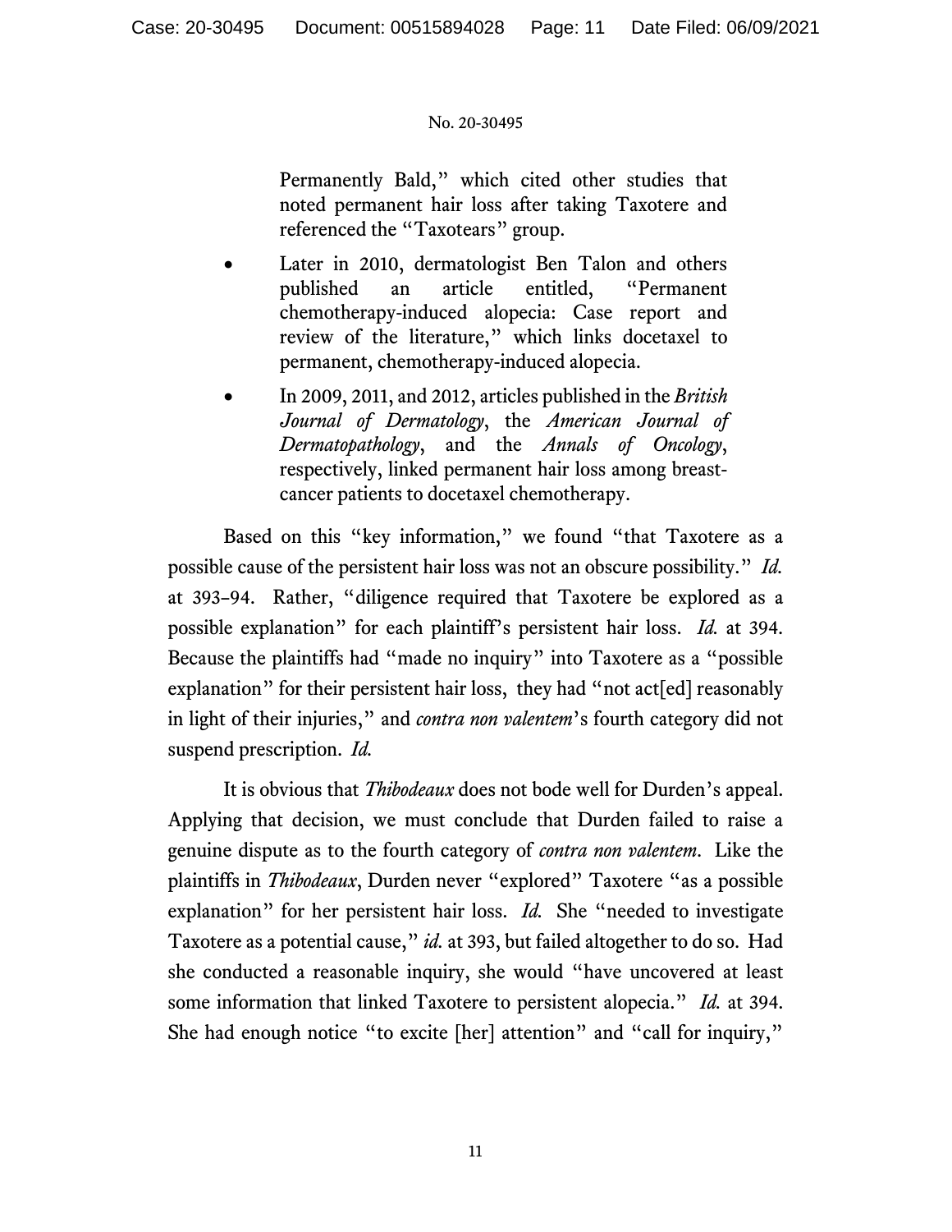Permanently Bald," which cited other studies that noted permanent hair loss after taking Taxotere and referenced the "Taxotears" group.

- Later in 2010, dermatologist Ben Talon and others published an article entitled, "Permanent chemotherapy-induced alopecia: Case report and review of the literature," which links docetaxel to permanent, chemotherapy-induced alopecia.
- In 2009, 2011, and 2012, articles published in the *British Journal of Dermatology*, the *American Journal of Dermatopathology*, and the *Annals of Oncology*, respectively, linked permanent hair loss among breast-cancer patients to docetaxel chemotherapy.

Based on this "key information," we found "that Taxotere as a possible cause of the persistent hair loss was not an obscure possibility." *Id.* at 393–94. Rather, "diligence required that Taxotere be explored as a possible explanation" for each plaintiff's persistent hair loss. *Id.* at 394. Because the plaintiffs had "made no inquiry" into Taxotere as a "possible explanation" for their persistent hair loss, they had "not act[ed] reasonably in light of their injuries," and *contra non valentem*'s fourth category did not suspend prescription. *Id.*

It is obvious that *Thibodeaux* does not bode well for Durden's appeal. Applying that decision, we must conclude that Durden failed to raise a genuine dispute as to the fourth category of *contra non valentem*. Like the plaintiffs in *Thibodeaux*, Durden never "explored" Taxotere "as a possible explanation" for her persistent hair loss. *Id.* She "needed to investigate Taxotere as a potential cause," *id.* at 393, but failed altogether to do so. Had she conducted a reasonable inquiry, she would "have uncovered at least some information that linked Taxotere to persistent alopecia." *Id.* at 394. She had enough notice "to excite [her] attention" and "call for inquiry,"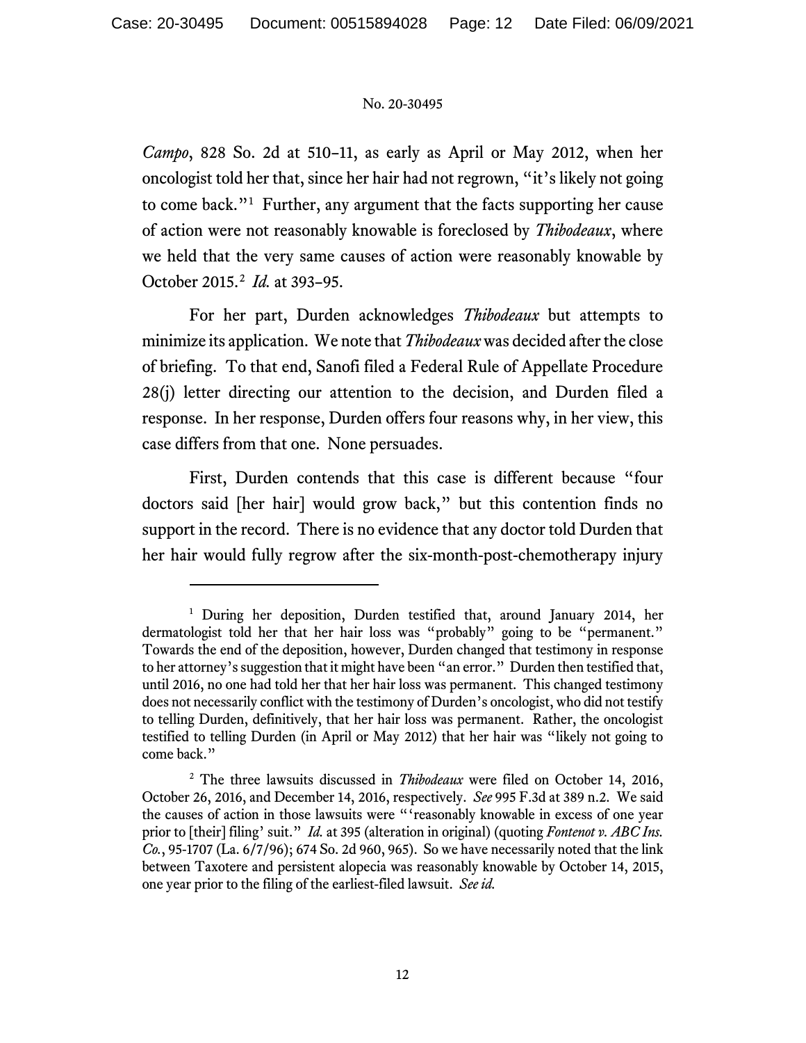*Campo*, 828 So. 2d at 510–11, as early as April or May 2012, when her oncologist told her that, since her hair had not regrown, "it's likely not going to come back."[1] Further, any argument that the facts supporting her cause of action were not reasonably knowable is foreclosed by *Thibodeaux*, where we held that the very same causes of action were reasonably knowable by October 2015.[2] *Id.* at 393–95.

For her part, Durden acknowledges *Thibodeaux* but attempts to minimize its application. We note that *Thibodeaux* was decided after the close of briefing. To that end, Sanofi filed a Federal Rule of Appellate Procedure 28(j) letter directing our attention to the decision, and Durden filed a response. In her response, Durden offers four reasons why, in her view, this case differs from that one. None persuades.

First, Durden contends that this case is different because "four doctors said [her hair] would grow back," but this contention finds no support in the record. There is no evidence that any doctor told Durden that her hair would fully regrow after the six-month-post-chemotherapy injury

---

[1] During her deposition, Durden testified that, around January 2014, her dermatologist told her that her hair loss was "probably" going to be "permanent." Towards the end of the deposition, however, Durden changed that testimony in response to her attorney's suggestion that it might have been "an error." Durden then testified that, until 2016, no one had told her that her hair loss was permanent. This changed testimony does not necessarily conflict with the testimony of Durden's oncologist, who did not testify to telling Durden, definitively, that her hair loss was permanent. Rather, the oncologist testified to telling Durden (in April or May 2012) that her hair was "likely not going to come back."

[2] The three lawsuits discussed in *Thibodeaux* were filed on October 14, 2016, October 26, 2016, and December 14, 2016, respectively. *See* 995 F.3d at 389 n.2. We said the causes of action in those lawsuits were "'reasonably knowable in excess of one year prior to [their] filing' suit." *Id.* at 395 (alteration in original) (quoting *Fontenot v. ABC Ins. Co.*, 95-1707 (La. 6/7/96); 674 So. 2d 960, 965). So we have necessarily noted that the link between Taxotere and persistent alopecia was reasonably knowable by October 14, 2015, one year prior to the filing of the earliest-filed lawsuit. *See id.*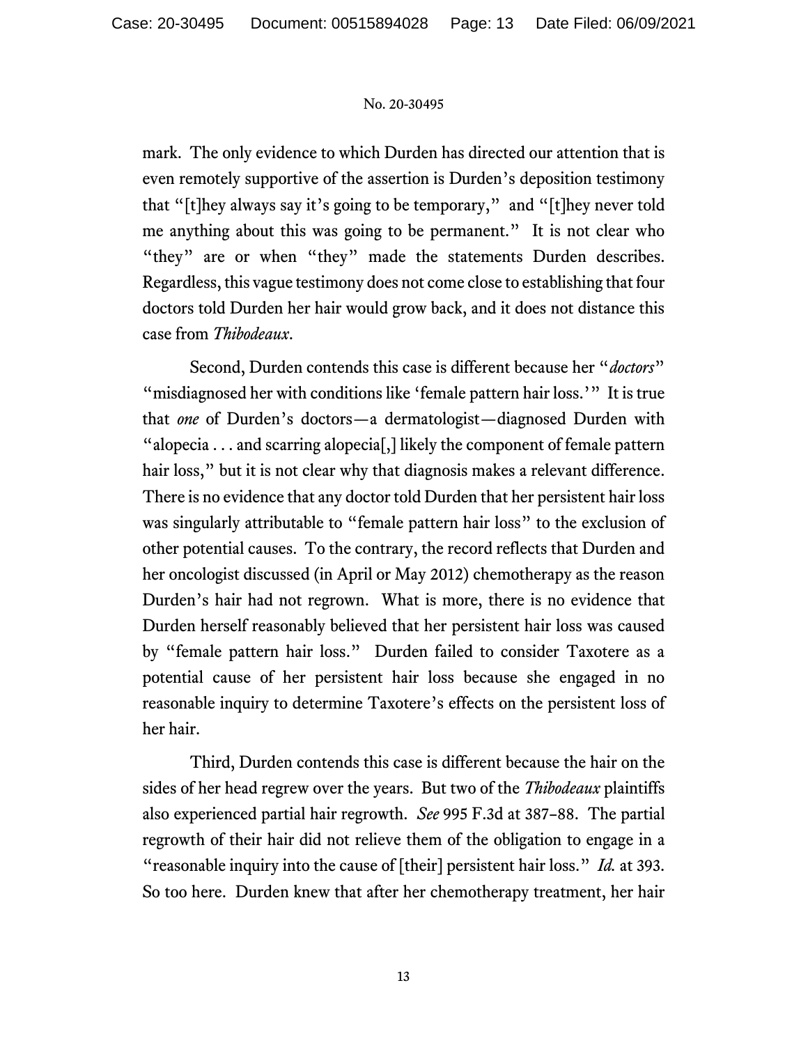mark. The only evidence to which Durden has directed our attention that is even remotely supportive of the assertion is Durden's deposition testimony that "[t]hey always say it's going to be temporary," and "[t]hey never told me anything about this was going to be permanent." It is not clear who "they" are or when "they" made the statements Durden describes. Regardless, this vague testimony does not come close to establishing that four doctors told Durden her hair would grow back, and it does not distance this case from *Thibodeaux*.

Second, Durden contends this case is different because her "*doctors*" "misdiagnosed her with conditions like 'female pattern hair loss.'" It is true that *one* of Durden's doctors—a dermatologist—diagnosed Durden with "alopecia . . . and scarring alopecia[,] likely the component of female pattern hair loss," but it is not clear why that diagnosis makes a relevant difference. There is no evidence that any doctor told Durden that her persistent hair loss was singularly attributable to "female pattern hair loss" to the exclusion of other potential causes. To the contrary, the record reflects that Durden and her oncologist discussed (in April or May 2012) chemotherapy as the reason Durden's hair had not regrown. What is more, there is no evidence that Durden herself reasonably believed that her persistent hair loss was caused by "female pattern hair loss." Durden failed to consider Taxotere as a potential cause of her persistent hair loss because she engaged in no reasonable inquiry to determine Taxotere's effects on the persistent loss of her hair.

Third, Durden contends this case is different because the hair on the sides of her head regrew over the years. But two of the *Thibodeaux* plaintiffs also experienced partial hair regrowth. *See* 995 F.3d at 387–88. The partial regrowth of their hair did not relieve them of the obligation to engage in a "reasonable inquiry into the cause of [their] persistent hair loss." *Id.* at 393. So too here. Durden knew that after her chemotherapy treatment, her hair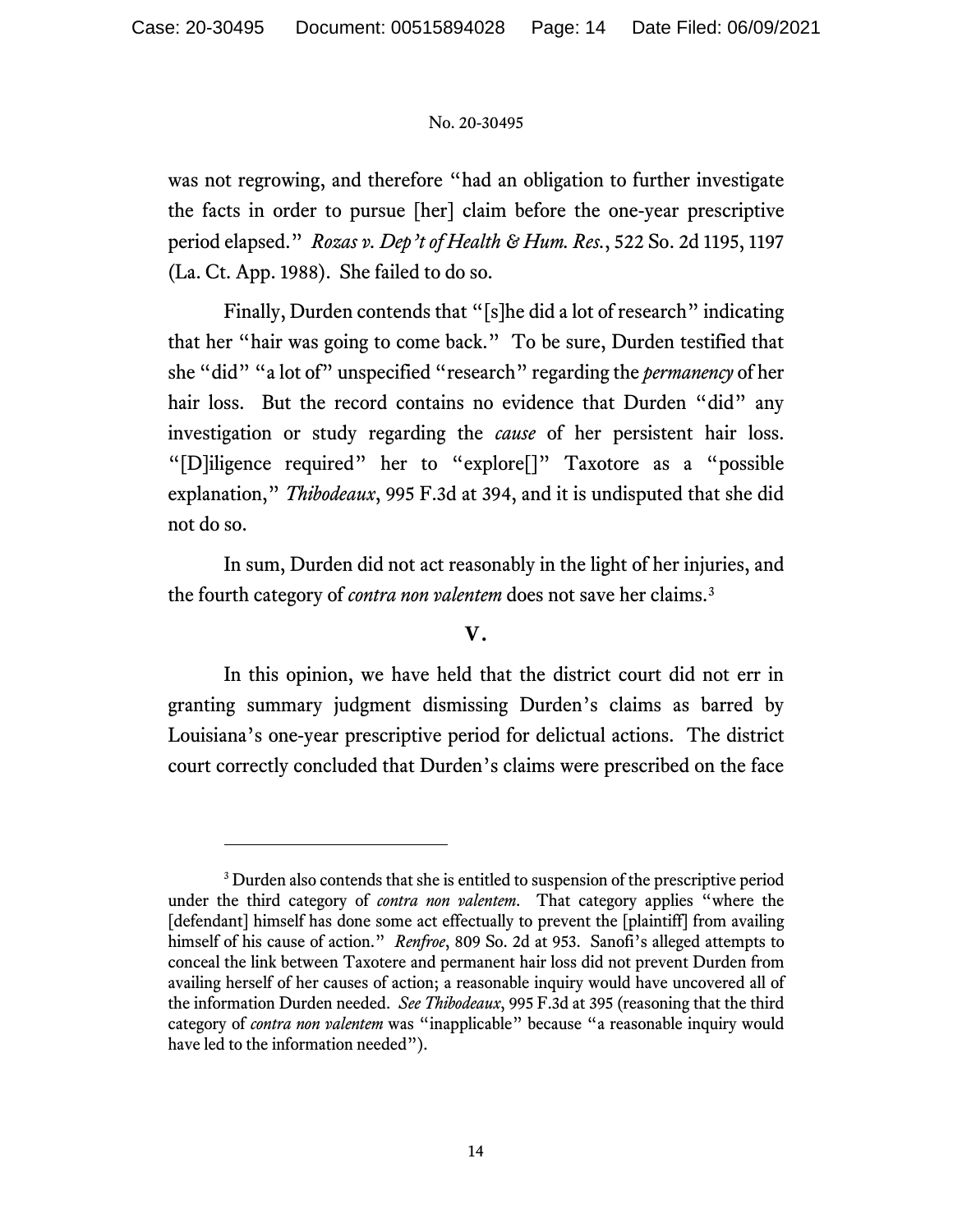was not regrowing, and therefore "had an obligation to further investigate the facts in order to pursue [her] claim before the one-year prescriptive period elapsed." *Rozas v. Dep't of Health & Hum. Res.*, 522 So. 2d 1195, 1197 (La. Ct. App. 1988). She failed to do so.

Finally, Durden contends that "[s]he did a lot of research" indicating that her "hair was going to come back." To be sure, Durden testified that she "did" "a lot of" unspecified "research" regarding the *permanency* of her hair loss. But the record contains no evidence that Durden "did" any investigation or study regarding the *cause* of her persistent hair loss. "[D]iligence required" her to "explore[]" Taxotore as a "possible explanation," *Thibodeaux*, 995 F.3d at 394, and it is undisputed that she did not do so.

In sum, Durden did not act reasonably in the light of her injuries, and the fourth category of *contra non valentem* does not save her claims.[3]

## V.

In this opinion, we have held that the district court did not err in granting summary judgment dismissing Durden's claims as barred by Louisiana's one-year prescriptive period for delictual actions. The district court correctly concluded that Durden's claims were prescribed on the face

---

[3] Durden also contends that she is entitled to suspension of the prescriptive period under the third category of *contra non valentem*. That category applies "where the [defendant] himself has done some act effectually to prevent the [plaintiff] from availing himself of his cause of action." *Renfroe*, 809 So. 2d at 953. Sanofi's alleged attempts to conceal the link between Taxotere and permanent hair loss did not prevent Durden from availing herself of her causes of action; a reasonable inquiry would have uncovered all of the information Durden needed. *See Thibodeaux*, 995 F.3d at 395 (reasoning that the third category of *contra non valentem* was "inapplicable" because "a reasonable inquiry would have led to the information needed").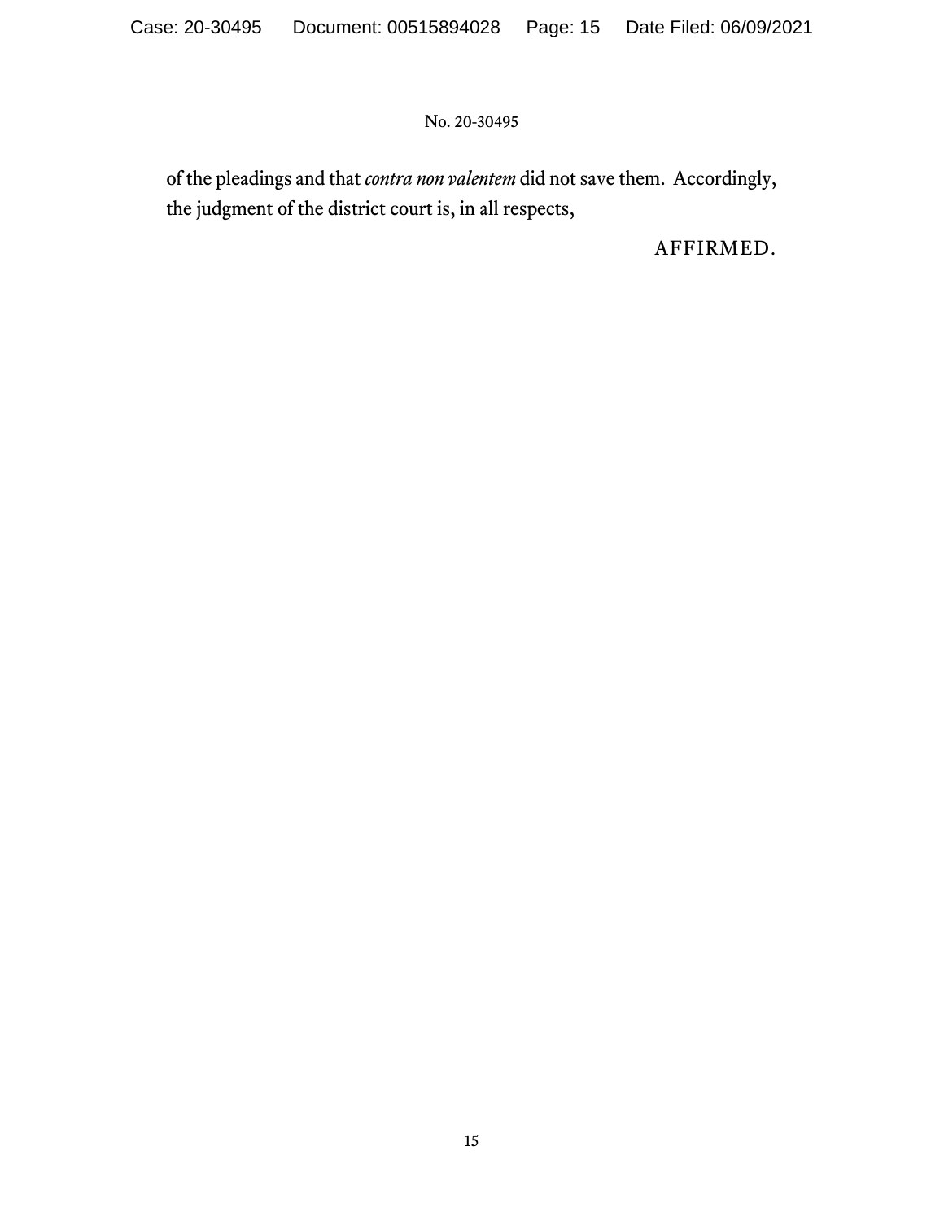of the pleadings and that *contra non valentem* did not save them. Accordingly, the judgment of the district court is, in all respects,

AFFIRMED.